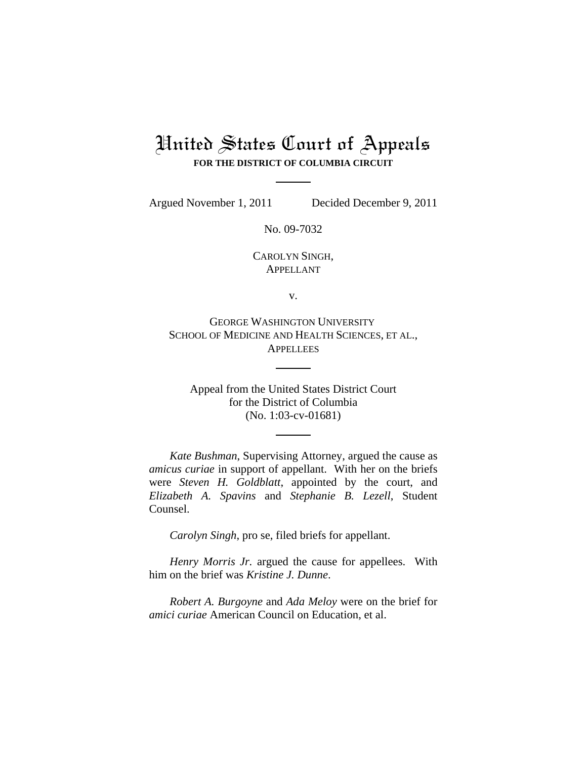# United States Court of Appeals

**FOR THE DISTRICT OF COLUMBIA CIRCUIT**

Argued November 1, 2011 Decided December 9, 2011

No. 09-7032

CAROLYN SINGH,
APPELLANT

v.

GEORGE WASHINGTON UNIVERSITY
SCHOOL OF MEDICINE AND HEALTH SCIENCES, ET AL.,
APPELLEES

Appeal from the United States District Court
for the District of Columbia
(No. 1:03-cv-01681)

*Kate Bushman*, Supervising Attorney, argued the cause as *amicus curiae* in support of appellant. With her on the briefs were *Steven H. Goldblatt*, appointed by the court, and *Elizabeth A. Spavins* and *Stephanie B. Lezell*, Student Counsel.

*Carolyn Singh*, pro se, filed briefs for appellant.

*Henry Morris Jr.* argued the cause for appellees. With him on the brief was *Kristine J. Dunne*.

*Robert A. Burgoyne* and *Ada Meloy* were on the brief for *amici curiae* American Council on Education, et al.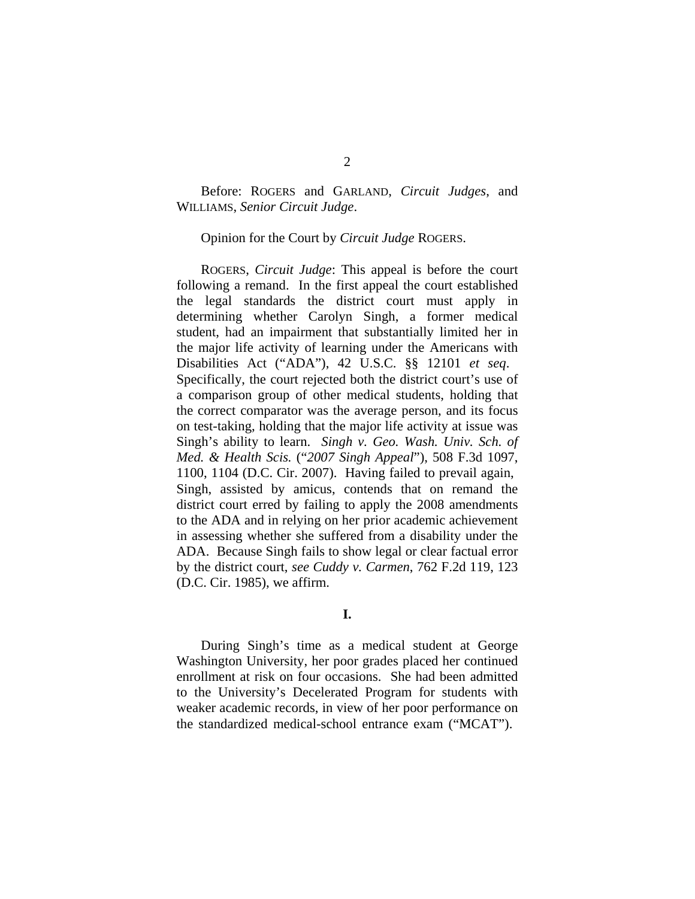Before: ROGERS and GARLAND, *Circuit Judges*, and WILLIAMS, *Senior Circuit Judge*.

Opinion for the Court by *Circuit Judge* ROGERS.

ROGERS, *Circuit Judge*: This appeal is before the court following a remand. In the first appeal the court established the legal standards the district court must apply in determining whether Carolyn Singh, a former medical student, had an impairment that substantially limited her in the major life activity of learning under the Americans with Disabilities Act ("ADA"), 42 U.S.C. §§ 12101 *et seq*. Specifically, the court rejected both the district court's use of a comparison group of other medical students, holding that the correct comparator was the average person, and its focus on test-taking, holding that the major life activity at issue was Singh's ability to learn. *Singh v. Geo. Wash. Univ. Sch. of Med. & Health Scis.* ("*2007 Singh Appeal*"), 508 F.3d 1097, 1100, 1104 (D.C. Cir. 2007). Having failed to prevail again, Singh, assisted by amicus, contends that on remand the district court erred by failing to apply the 2008 amendments to the ADA and in relying on her prior academic achievement in assessing whether she suffered from a disability under the ADA. Because Singh fails to show legal or clear factual error by the district court, *see Cuddy v. Carmen*, 762 F.2d 119, 123 (D.C. Cir. 1985), we affirm.

## I.

During Singh's time as a medical student at George Washington University, her poor grades placed her continued enrollment at risk on four occasions. She had been admitted to the University's Decelerated Program for students with weaker academic records, in view of her poor performance on the standardized medical-school entrance exam ("MCAT").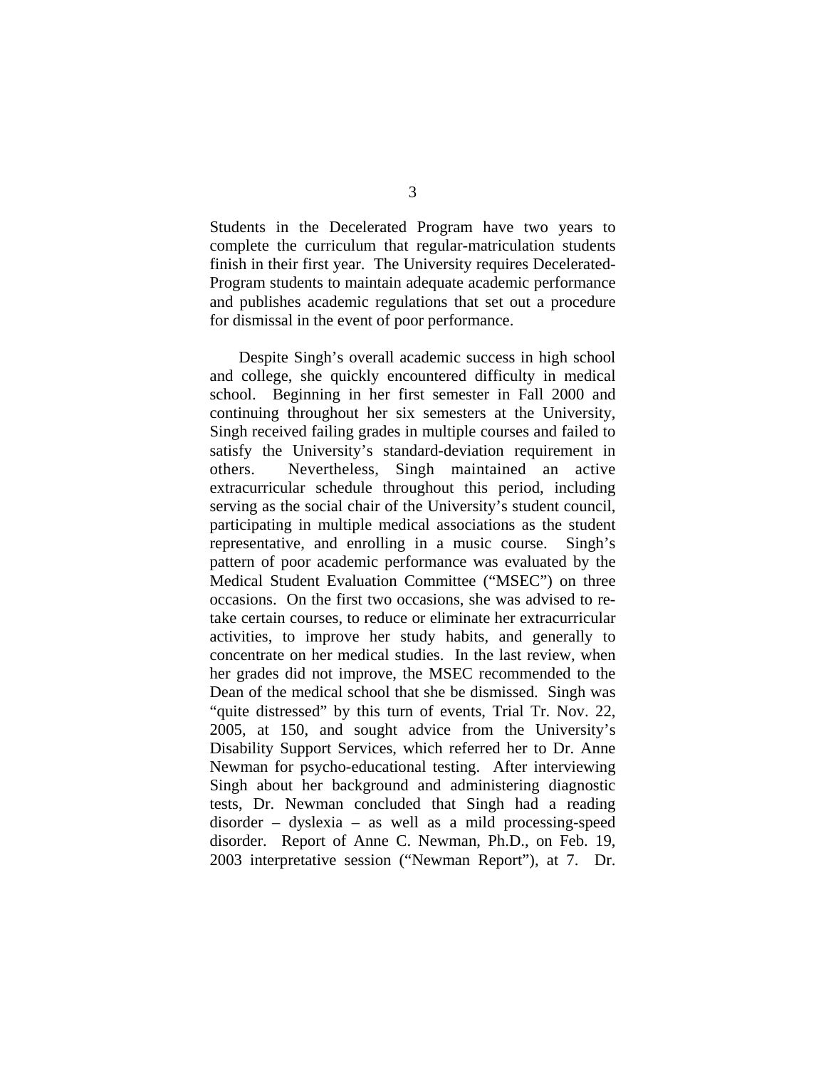Students in the Decelerated Program have two years to complete the curriculum that regular-matriculation students finish in their first year. The University requires Decelerated-Program students to maintain adequate academic performance and publishes academic regulations that set out a procedure for dismissal in the event of poor performance.

Despite Singh's overall academic success in high school and college, she quickly encountered difficulty in medical school. Beginning in her first semester in Fall 2000 and continuing throughout her six semesters at the University, Singh received failing grades in multiple courses and failed to satisfy the University's standard-deviation requirement in others. Nevertheless, Singh maintained an active extracurricular schedule throughout this period, including serving as the social chair of the University's student council, participating in multiple medical associations as the student representative, and enrolling in a music course. Singh's pattern of poor academic performance was evaluated by the Medical Student Evaluation Committee ("MSEC") on three occasions. On the first two occasions, she was advised to re-take certain courses, to reduce or eliminate her extracurricular activities, to improve her study habits, and generally to concentrate on her medical studies. In the last review, when her grades did not improve, the MSEC recommended to the Dean of the medical school that she be dismissed. Singh was "quite distressed" by this turn of events, Trial Tr. Nov. 22, 2005, at 150, and sought advice from the University's Disability Support Services, which referred her to Dr. Anne Newman for psycho-educational testing. After interviewing Singh about her background and administering diagnostic tests, Dr. Newman concluded that Singh had a reading disorder – dyslexia – as well as a mild processing-speed disorder. Report of Anne C. Newman, Ph.D., on Feb. 19, 2003 interpretative session ("Newman Report"), at 7. Dr.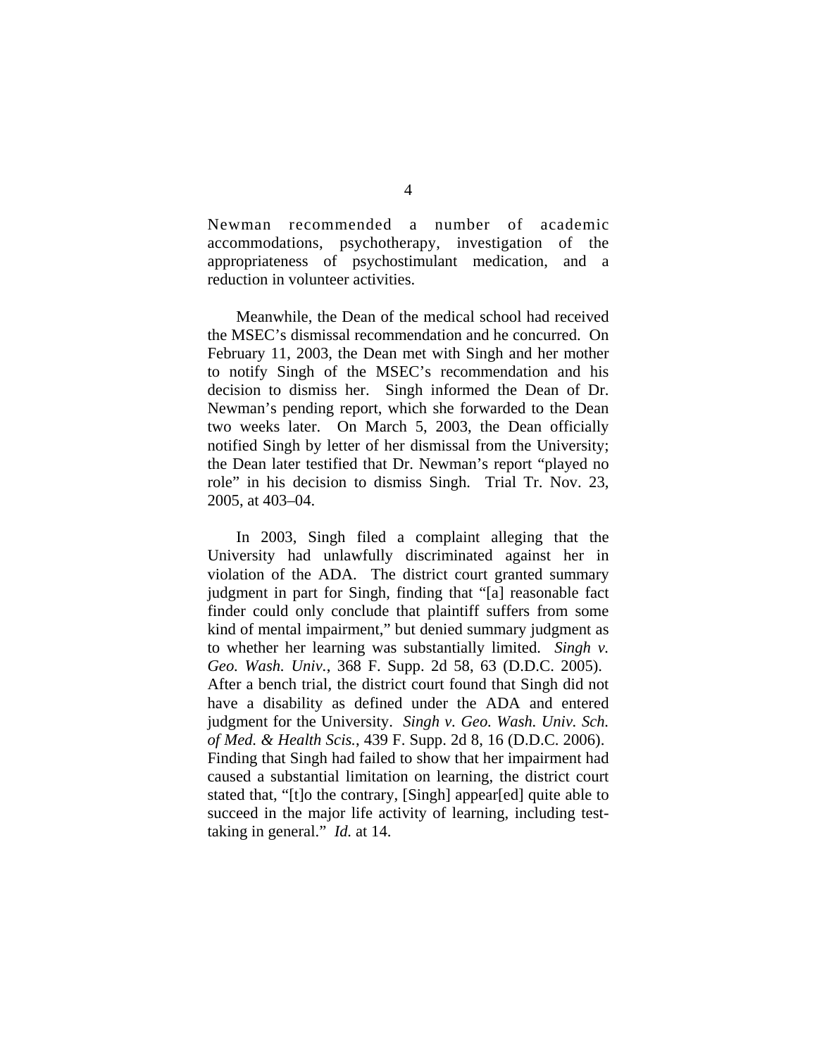Newman recommended a number of academic accommodations, psychotherapy, investigation of the appropriateness of psychostimulant medication, and a reduction in volunteer activities.

Meanwhile, the Dean of the medical school had received the MSEC's dismissal recommendation and he concurred. On February 11, 2003, the Dean met with Singh and her mother to notify Singh of the MSEC's recommendation and his decision to dismiss her. Singh informed the Dean of Dr. Newman's pending report, which she forwarded to the Dean two weeks later. On March 5, 2003, the Dean officially notified Singh by letter of her dismissal from the University; the Dean later testified that Dr. Newman's report "played no role" in his decision to dismiss Singh. Trial Tr. Nov. 23, 2005, at 403–04.

In 2003, Singh filed a complaint alleging that the University had unlawfully discriminated against her in violation of the ADA. The district court granted summary judgment in part for Singh, finding that "[a] reasonable fact finder could only conclude that plaintiff suffers from some kind of mental impairment," but denied summary judgment as to whether her learning was substantially limited. *Singh v. Geo. Wash. Univ.*, 368 F. Supp. 2d 58, 63 (D.D.C. 2005). After a bench trial, the district court found that Singh did not have a disability as defined under the ADA and entered judgment for the University. *Singh v. Geo. Wash. Univ. Sch. of Med. & Health Scis.*, 439 F. Supp. 2d 8, 16 (D.D.C. 2006). Finding that Singh had failed to show that her impairment had caused a substantial limitation on learning, the district court stated that, "[t]o the contrary, [Singh] appear[ed] quite able to succeed in the major life activity of learning, including test-taking in general." *Id.* at 14.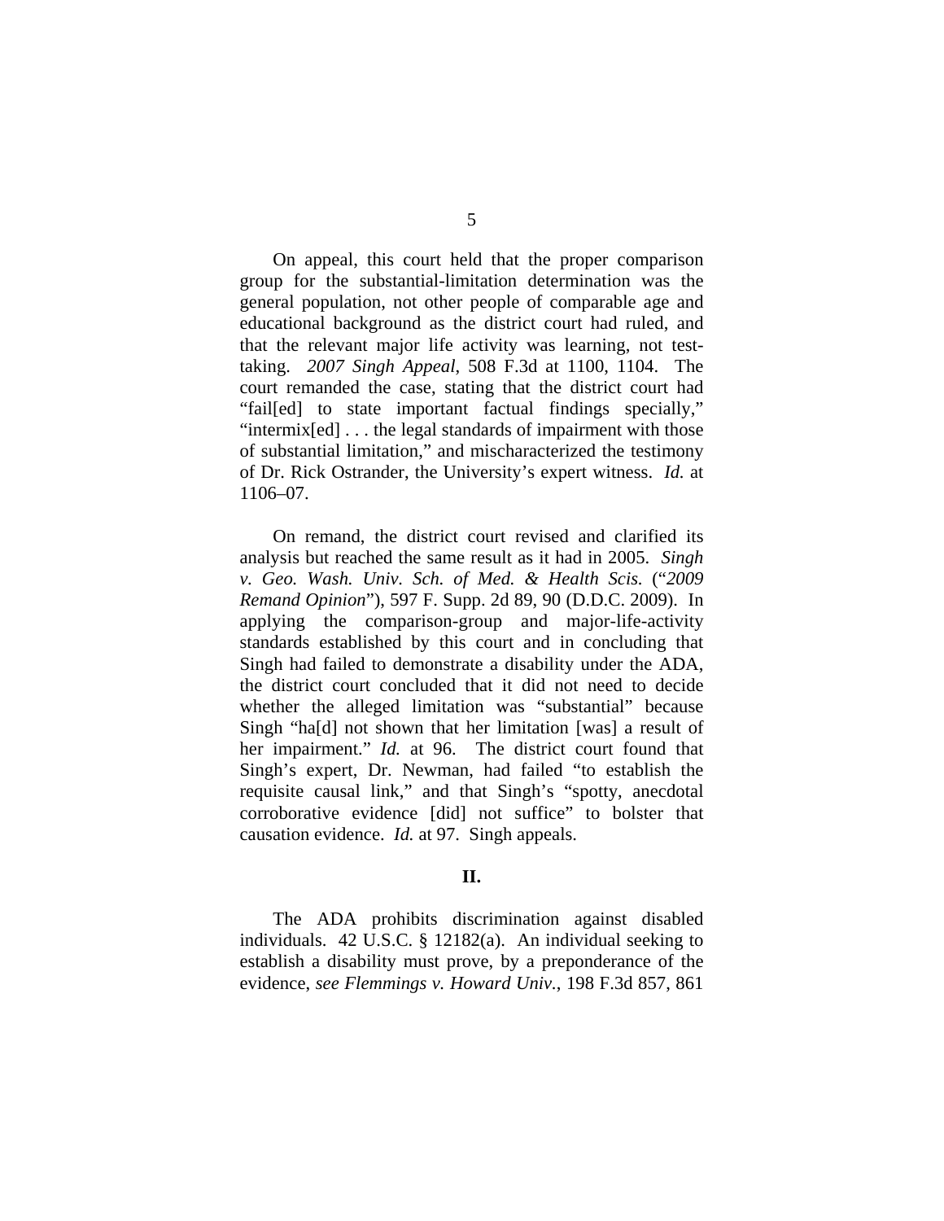On appeal, this court held that the proper comparison group for the substantial-limitation determination was the general population, not other people of comparable age and educational background as the district court had ruled, and that the relevant major life activity was learning, not test-taking. *2007 Singh Appeal*, 508 F.3d at 1100, 1104. The court remanded the case, stating that the district court had "fail[ed] to state important factual findings specially," "intermix[ed] . . . the legal standards of impairment with those of substantial limitation," and mischaracterized the testimony of Dr. Rick Ostrander, the University's expert witness. *Id.* at 1106–07.

On remand, the district court revised and clarified its analysis but reached the same result as it had in 2005. *Singh v. Geo. Wash. Univ. Sch. of Med. & Health Scis.* ("*2009 Remand Opinion*"), 597 F. Supp. 2d 89, 90 (D.D.C. 2009). In applying the comparison-group and major-life-activity standards established by this court and in concluding that Singh had failed to demonstrate a disability under the ADA, the district court concluded that it did not need to decide whether the alleged limitation was "substantial" because Singh "ha[d] not shown that her limitation [was] a result of her impairment." *Id.* at 96. The district court found that Singh's expert, Dr. Newman, had failed "to establish the requisite causal link," and that Singh's "spotty, anecdotal corroborative evidence [did] not suffice" to bolster that causation evidence. *Id.* at 97. Singh appeals.

## II.

The ADA prohibits discrimination against disabled individuals. 42 U.S.C. § 12182(a). An individual seeking to establish a disability must prove, by a preponderance of the evidence, *see Flemmings v. Howard Univ.*, 198 F.3d 857, 861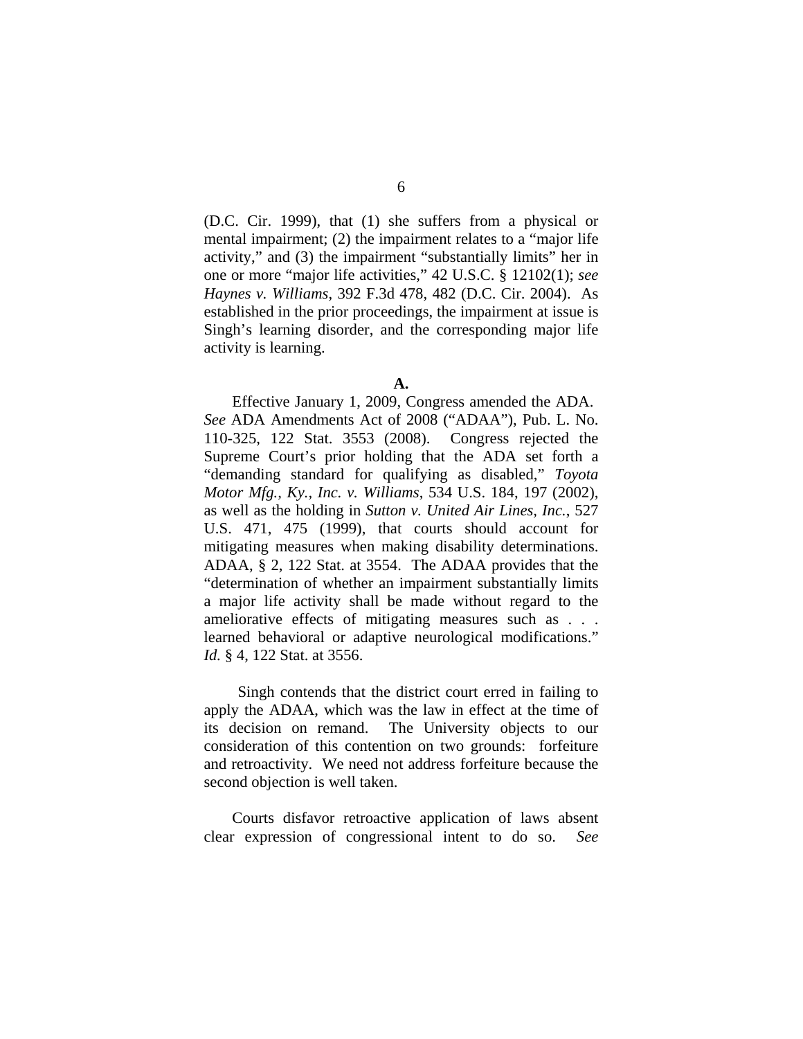(D.C. Cir. 1999), that (1) she suffers from a physical or mental impairment; (2) the impairment relates to a "major life activity," and (3) the impairment "substantially limits" her in one or more "major life activities," 42 U.S.C. § 12102(1); *see Haynes v. Williams*, 392 F.3d 478, 482 (D.C. Cir. 2004). As established in the prior proceedings, the impairment at issue is Singh's learning disorder, and the corresponding major life activity is learning.

**A.**

Effective January 1, 2009, Congress amended the ADA. *See* ADA Amendments Act of 2008 ("ADAA"), Pub. L. No. 110-325, 122 Stat. 3553 (2008). Congress rejected the Supreme Court's prior holding that the ADA set forth a "demanding standard for qualifying as disabled," *Toyota Motor Mfg., Ky., Inc. v. Williams*, 534 U.S. 184, 197 (2002), as well as the holding in *Sutton v. United Air Lines, Inc.*, 527 U.S. 471, 475 (1999), that courts should account for mitigating measures when making disability determinations. ADAA, § 2, 122 Stat. at 3554. The ADAA provides that the "determination of whether an impairment substantially limits a major life activity shall be made without regard to the ameliorative effects of mitigating measures such as . . . learned behavioral or adaptive neurological modifications." *Id.* § 4, 122 Stat. at 3556.

Singh contends that the district court erred in failing to apply the ADAA, which was the law in effect at the time of its decision on remand. The University objects to our consideration of this contention on two grounds: forfeiture and retroactivity. We need not address forfeiture because the second objection is well taken.

Courts disfavor retroactive application of laws absent clear expression of congressional intent to do so. *See*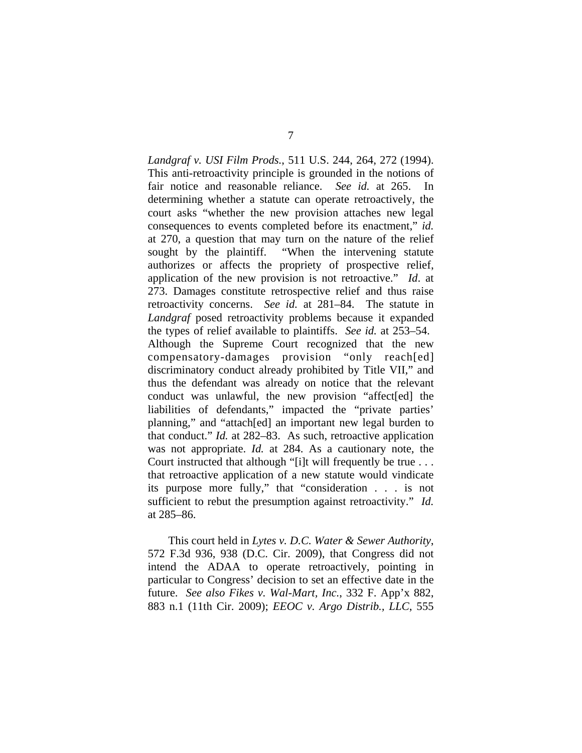*Landgraf v. USI Film Prods.*, 511 U.S. 244, 264, 272 (1994). This anti-retroactivity principle is grounded in the notions of fair notice and reasonable reliance. *See id.* at 265. In determining whether a statute can operate retroactively, the court asks "whether the new provision attaches new legal consequences to events completed before its enactment," *id.* at 270, a question that may turn on the nature of the relief sought by the plaintiff. "When the intervening statute authorizes or affects the propriety of prospective relief, application of the new provision is not retroactive." *Id*. at 273. Damages constitute retrospective relief and thus raise retroactivity concerns. *See id.* at 281–84. The statute in *Landgraf* posed retroactivity problems because it expanded the types of relief available to plaintiffs. *See id.* at 253–54. Although the Supreme Court recognized that the new compensatory-damages provision "only reach[ed] discriminatory conduct already prohibited by Title VII," and thus the defendant was already on notice that the relevant conduct was unlawful, the new provision "affect[ed] the liabilities of defendants," impacted the "private parties' planning," and "attach[ed] an important new legal burden to that conduct." *Id.* at 282–83. As such, retroactive application was not appropriate. *Id.* at 284. As a cautionary note, the Court instructed that although "[i]t will frequently be true . . . that retroactive application of a new statute would vindicate its purpose more fully," that "consideration . . . is not sufficient to rebut the presumption against retroactivity." *Id.* at 285–86.

This court held in *Lytes v. D.C. Water & Sewer Authority*, 572 F.3d 936, 938 (D.C. Cir. 2009), that Congress did not intend the ADAA to operate retroactively, pointing in particular to Congress' decision to set an effective date in the future. *See also Fikes v. Wal-Mart, Inc.*, 332 F. App'x 882, 883 n.1 (11th Cir. 2009); *EEOC v. Argo Distrib., LLC*, 555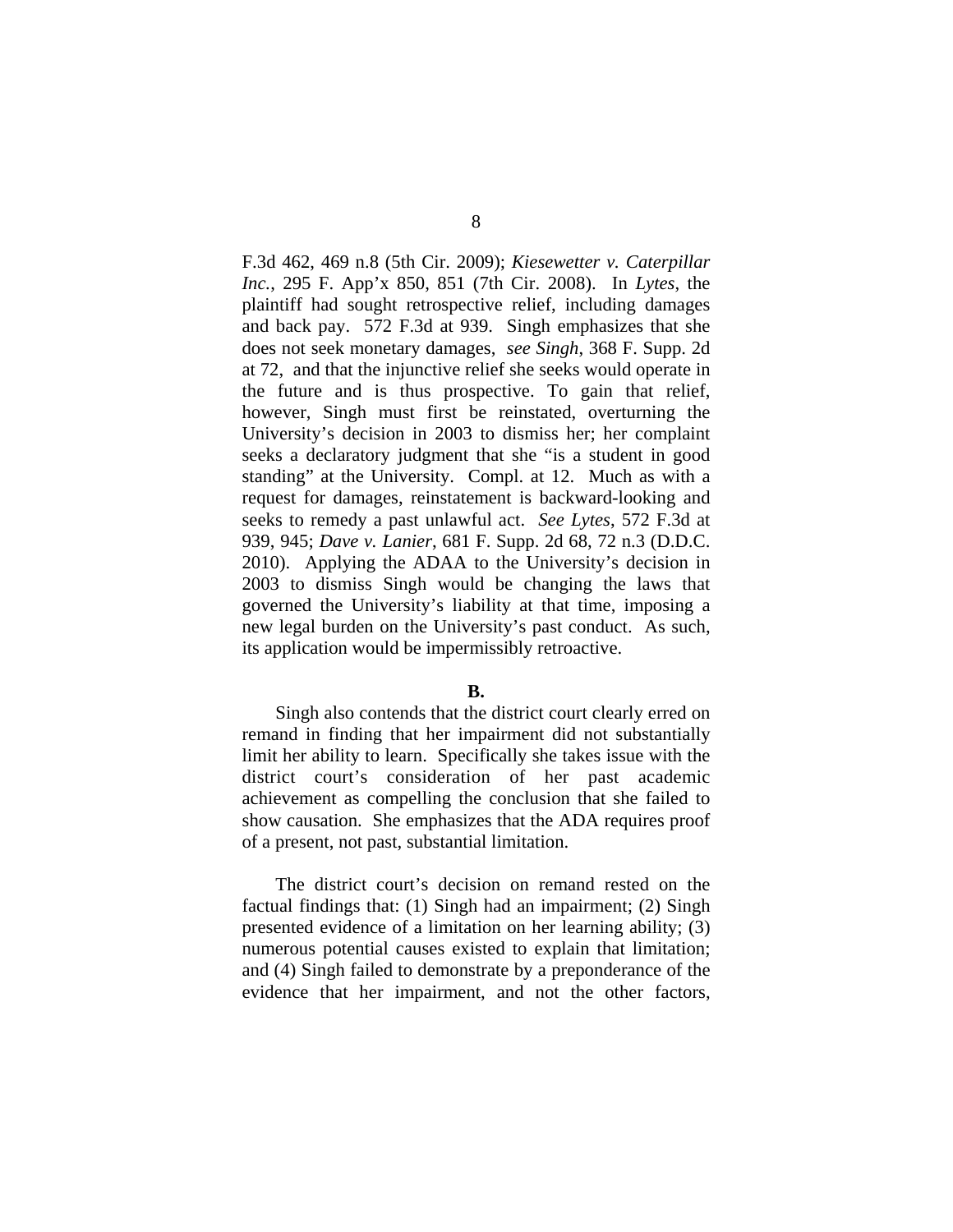F.3d 462, 469 n.8 (5th Cir. 2009); *Kiesewetter v. Caterpillar Inc.*, 295 F. App'x 850, 851 (7th Cir. 2008). In *Lytes*, the plaintiff had sought retrospective relief, including damages and back pay. 572 F.3d at 939. Singh emphasizes that she does not seek monetary damages, *see Singh*, 368 F. Supp. 2d at 72, and that the injunctive relief she seeks would operate in the future and is thus prospective. To gain that relief, however, Singh must first be reinstated, overturning the University's decision in 2003 to dismiss her; her complaint seeks a declaratory judgment that she "is a student in good standing" at the University. Compl. at 12. Much as with a request for damages, reinstatement is backward-looking and seeks to remedy a past unlawful act. *See Lytes*, 572 F.3d at 939, 945; *Dave v. Lanier*, 681 F. Supp. 2d 68, 72 n.3 (D.D.C. 2010). Applying the ADAA to the University's decision in 2003 to dismiss Singh would be changing the laws that governed the University's liability at that time, imposing a new legal burden on the University's past conduct. As such, its application would be impermissibly retroactive.

**B.**

Singh also contends that the district court clearly erred on remand in finding that her impairment did not substantially limit her ability to learn. Specifically she takes issue with the district court's consideration of her past academic achievement as compelling the conclusion that she failed to show causation. She emphasizes that the ADA requires proof of a present, not past, substantial limitation.

The district court's decision on remand rested on the factual findings that: (1) Singh had an impairment; (2) Singh presented evidence of a limitation on her learning ability; (3) numerous potential causes existed to explain that limitation; and (4) Singh failed to demonstrate by a preponderance of the evidence that her impairment, and not the other factors,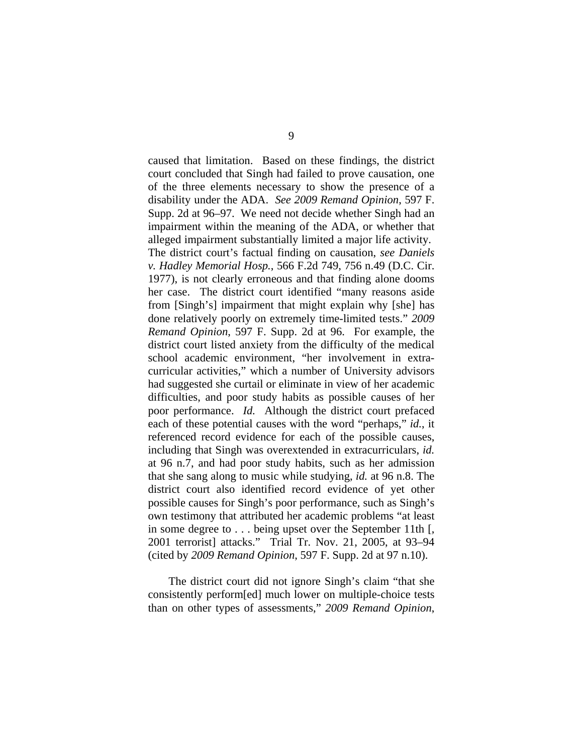caused that limitation. Based on these findings, the district court concluded that Singh had failed to prove causation, one of the three elements necessary to show the presence of a disability under the ADA. *See 2009 Remand Opinion*, 597 F. Supp. 2d at 96–97. We need not decide whether Singh had an impairment within the meaning of the ADA, or whether that alleged impairment substantially limited a major life activity. The district court's factual finding on causation, *see Daniels v. Hadley Memorial Hosp.*, 566 F.2d 749, 756 n.49 (D.C. Cir. 1977), is not clearly erroneous and that finding alone dooms her case. The district court identified "many reasons aside from [Singh's] impairment that might explain why [she] has done relatively poorly on extremely time-limited tests." *2009 Remand Opinion*, 597 F. Supp. 2d at 96. For example, the district court listed anxiety from the difficulty of the medical school academic environment, "her involvement in extra-curricular activities," which a number of University advisors had suggested she curtail or eliminate in view of her academic difficulties, and poor study habits as possible causes of her poor performance. *Id.* Although the district court prefaced each of these potential causes with the word "perhaps," *id.*, it referenced record evidence for each of the possible causes, including that Singh was overextended in extracurriculars, *id.* at 96 n.7, and had poor study habits, such as her admission that she sang along to music while studying, *id.* at 96 n.8. The district court also identified record evidence of yet other possible causes for Singh's poor performance, such as Singh's own testimony that attributed her academic problems "at least in some degree to . . . being upset over the September 11th [, 2001 terrorist] attacks." Trial Tr. Nov. 21, 2005, at 93–94 (cited by *2009 Remand Opinion*, 597 F. Supp. 2d at 97 n.10).

The district court did not ignore Singh's claim "that she consistently perform[ed] much lower on multiple-choice tests than on other types of assessments," *2009 Remand Opinion*,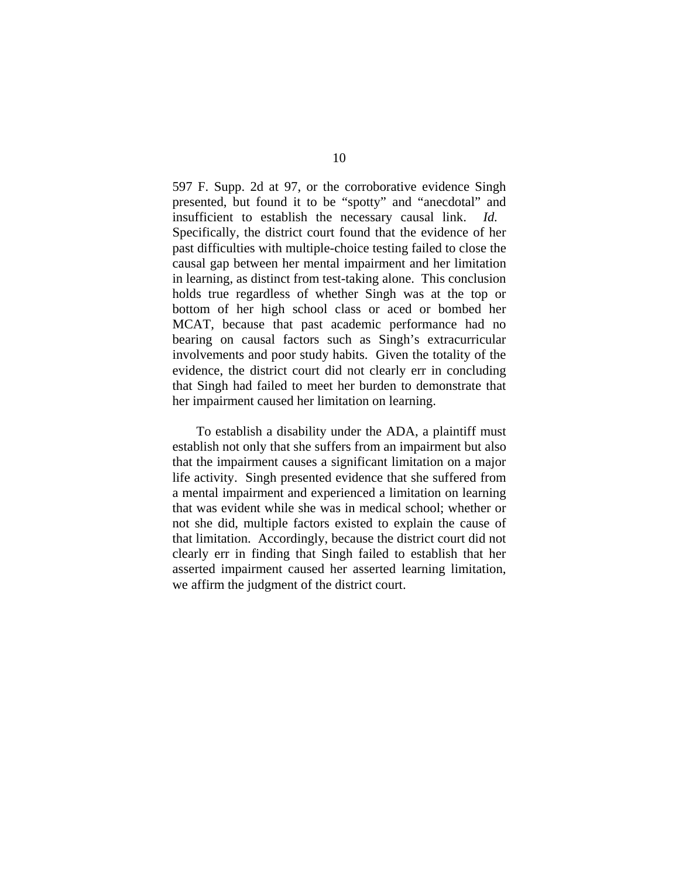597 F. Supp. 2d at 97, or the corroborative evidence Singh presented, but found it to be "spotty" and "anecdotal" and insufficient to establish the necessary causal link. *Id.* Specifically, the district court found that the evidence of her past difficulties with multiple-choice testing failed to close the causal gap between her mental impairment and her limitation in learning, as distinct from test-taking alone. This conclusion holds true regardless of whether Singh was at the top or bottom of her high school class or aced or bombed her MCAT, because that past academic performance had no bearing on causal factors such as Singh's extracurricular involvements and poor study habits. Given the totality of the evidence, the district court did not clearly err in concluding that Singh had failed to meet her burden to demonstrate that her impairment caused her limitation on learning.

To establish a disability under the ADA, a plaintiff must establish not only that she suffers from an impairment but also that the impairment causes a significant limitation on a major life activity. Singh presented evidence that she suffered from a mental impairment and experienced a limitation on learning that was evident while she was in medical school; whether or not she did, multiple factors existed to explain the cause of that limitation. Accordingly, because the district court did not clearly err in finding that Singh failed to establish that her asserted impairment caused her asserted learning limitation, we affirm the judgment of the district court.